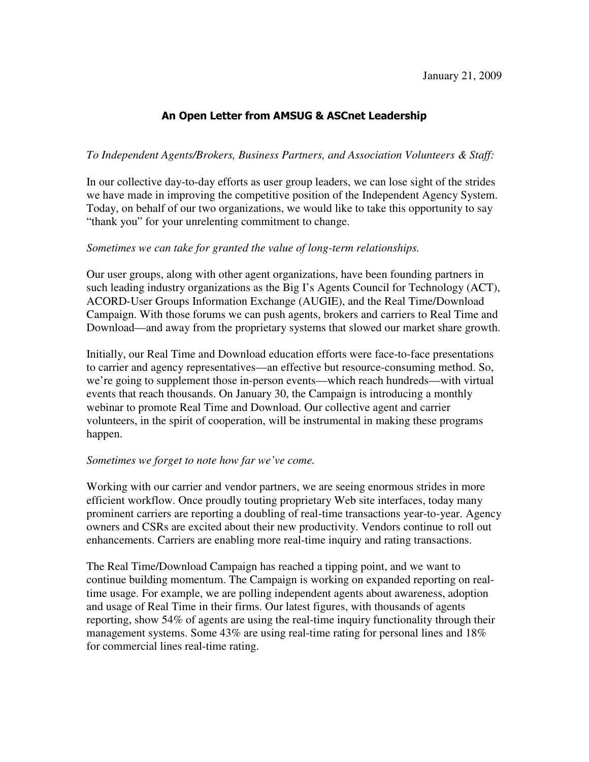January 21, 2009

## An Open Letter from AMSUG & ASCnet Leadership

*To Independent Agents/Brokers, Business Partners, and Association Volunteers & Staff:*

In our collective day-to-day efforts as user group leaders, we can lose sight of the strides we have made in improving the competitive position of the Independent Agency System. Today, on behalf of our two organizations, we would like to take this opportunity to say "thank you" for your unrelenting commitment to change.

*Sometimes we can take for granted the value of long-term relationships.*

Our user groups, along with other agent organizations, have been founding partners in such leading industry organizations as the Big I's Agents Council for Technology (ACT), ACORD-User Groups Information Exchange (AUGIE), and the Real Time/Download Campaign. With those forums we can push agents, brokers and carriers to Real Time and Download—and away from the proprietary systems that slowed our market share growth.

Initially, our Real Time and Download education efforts were face-to-face presentations to carrier and agency representatives—an effective but resource-consuming method. So, we're going to supplement those in-person events—which reach hundreds—with virtual events that reach thousands. On January 30, the Campaign is introducing a monthly webinar to promote Real Time and Download. Our collective agent and carrier volunteers, in the spirit of cooperation, will be instrumental in making these programs happen.

*Sometimes we forget to note how far we've come.*

Working with our carrier and vendor partners, we are seeing enormous strides in more efficient workflow. Once proudly touting proprietary Web site interfaces, today many prominent carriers are reporting a doubling of real-time transactions year-to-year. Agency owners and CSRs are excited about their new productivity. Vendors continue to roll out enhancements. Carriers are enabling more real-time inquiry and rating transactions.

The Real Time/Download Campaign has reached a tipping point, and we want to continue building momentum. The Campaign is working on expanded reporting on real-time usage. For example, we are polling independent agents about awareness, adoption and usage of Real Time in their firms. Our latest figures, with thousands of agents reporting, show 54% of agents are using the real-time inquiry functionality through their management systems. Some 43% are using real-time rating for personal lines and 18% for commercial lines real-time rating.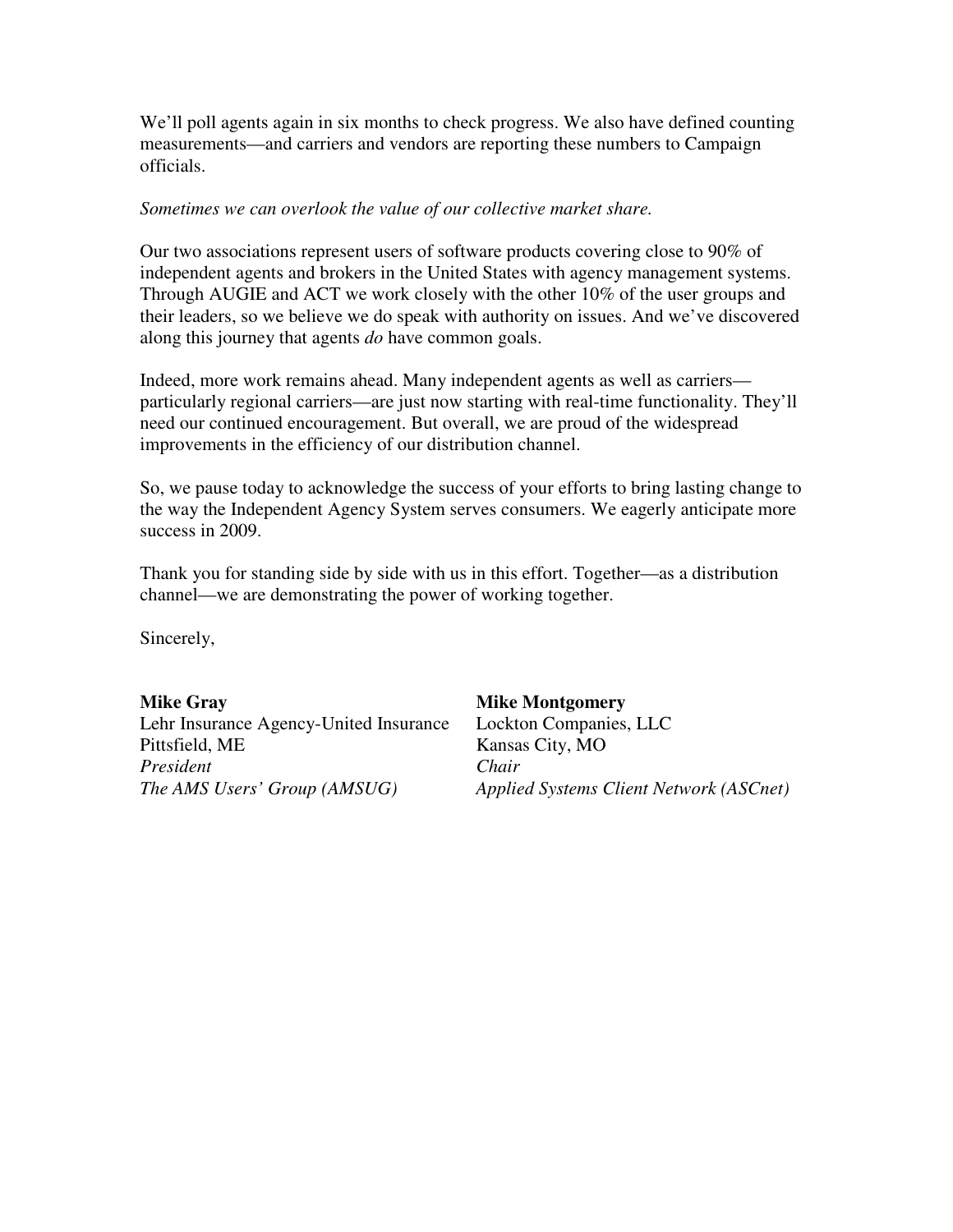We'll poll agents again in six months to check progress. We also have defined counting measurements—and carriers and vendors are reporting these numbers to Campaign officials.

*Sometimes we can overlook the value of our collective market share.*

Our two associations represent users of software products covering close to 90% of independent agents and brokers in the United States with agency management systems. Through AUGIE and ACT we work closely with the other 10% of the user groups and their leaders, so we believe we do speak with authority on issues. And we've discovered along this journey that agents *do* have common goals.

Indeed, more work remains ahead. Many independent agents as well as carriers—particularly regional carriers—are just now starting with real-time functionality. They'll need our continued encouragement. But overall, we are proud of the widespread improvements in the efficiency of our distribution channel.

So, we pause today to acknowledge the success of your efforts to bring lasting change to the way the Independent Agency System serves consumers. We eagerly anticipate more success in 2009.

Thank you for standing side by side with us in this effort. Together—as a distribution channel—we are demonstrating the power of working together.

Sincerely,

**Mike Gray**
Lehr Insurance Agency-United Insurance
Pittsfield, ME
*President*
*The AMS Users' Group (AMSUG)*

**Mike Montgomery**
Lockton Companies, LLC
Kansas City, MO
*Chair*
*Applied Systems Client Network (ASCnet)*